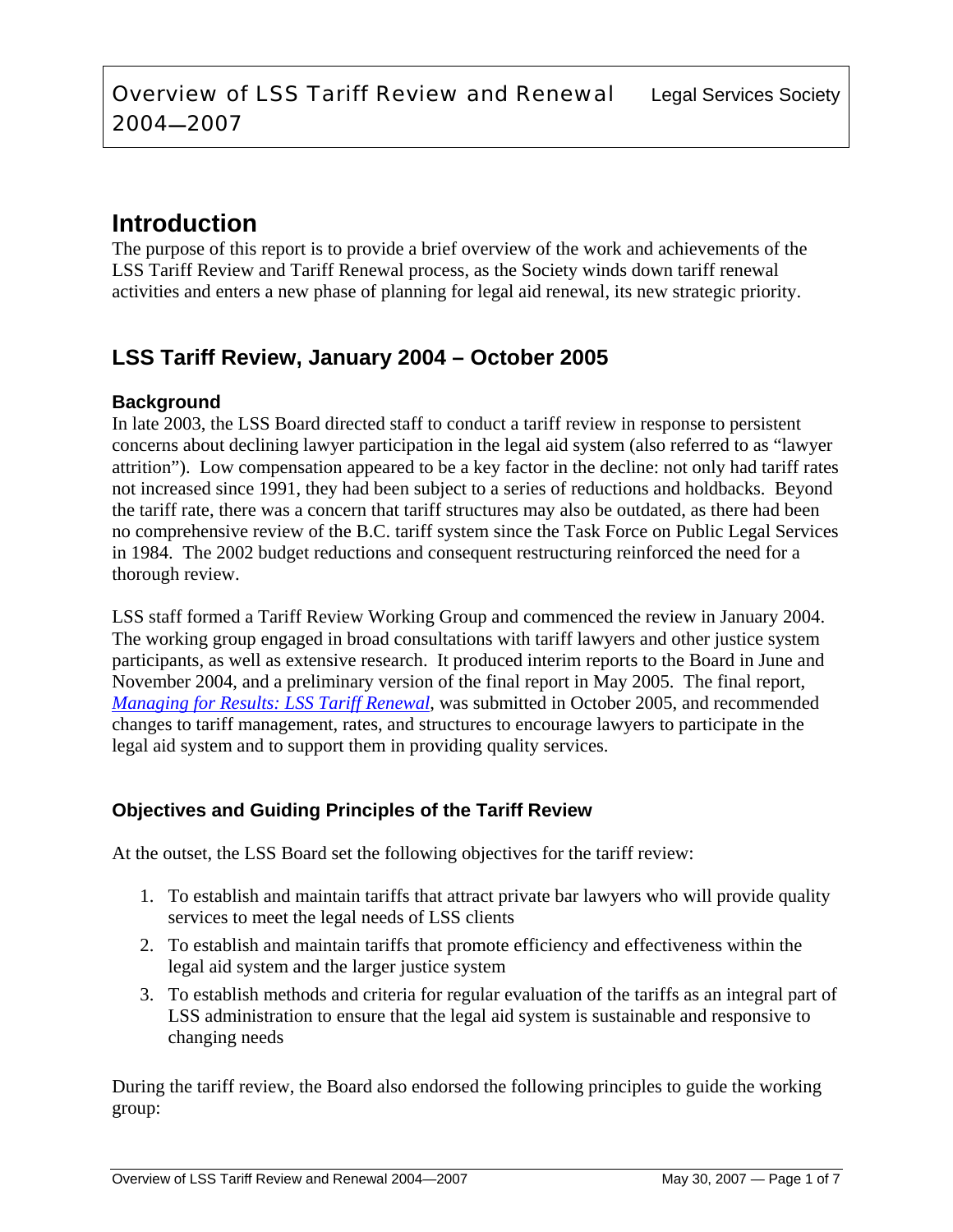# Overview of LSS Tariff Review and Renewal 2004—2007

Legal Services Society

## Introduction

The purpose of this report is to provide a brief overview of the work and achievements of the LSS Tariff Review and Tariff Renewal process, as the Society winds down tariff renewal activities and enters a new phase of planning for legal aid renewal, its new strategic priority.

## LSS Tariff Review, January 2004 – October 2005

### Background

In late 2003, the LSS Board directed staff to conduct a tariff review in response to persistent concerns about declining lawyer participation in the legal aid system (also referred to as "lawyer attrition"). Low compensation appeared to be a key factor in the decline: not only had tariff rates not increased since 1991, they had been subject to a series of reductions and holdbacks. Beyond the tariff rate, there was a concern that tariff structures may also be outdated, as there had been no comprehensive review of the B.C. tariff system since the Task Force on Public Legal Services in 1984. The 2002 budget reductions and consequent restructuring reinforced the need for a thorough review.

LSS staff formed a Tariff Review Working Group and commenced the review in January 2004. The working group engaged in broad consultations with tariff lawyers and other justice system participants, as well as extensive research. It produced interim reports to the Board in June and November 2004, and a preliminary version of the final report in May 2005. The final report, *Managing for Results: LSS Tariff Renewal*, was submitted in October 2005, and recommended changes to tariff management, rates, and structures to encourage lawyers to participate in the legal aid system and to support them in providing quality services.

### Objectives and Guiding Principles of the Tariff Review

At the outset, the LSS Board set the following objectives for the tariff review:

1. To establish and maintain tariffs that attract private bar lawyers who will provide quality services to meet the legal needs of LSS clients
2. To establish and maintain tariffs that promote efficiency and effectiveness within the legal aid system and the larger justice system
3. To establish methods and criteria for regular evaluation of the tariffs as an integral part of LSS administration to ensure that the legal aid system is sustainable and responsive to changing needs

During the tariff review, the Board also endorsed the following principles to guide the working group: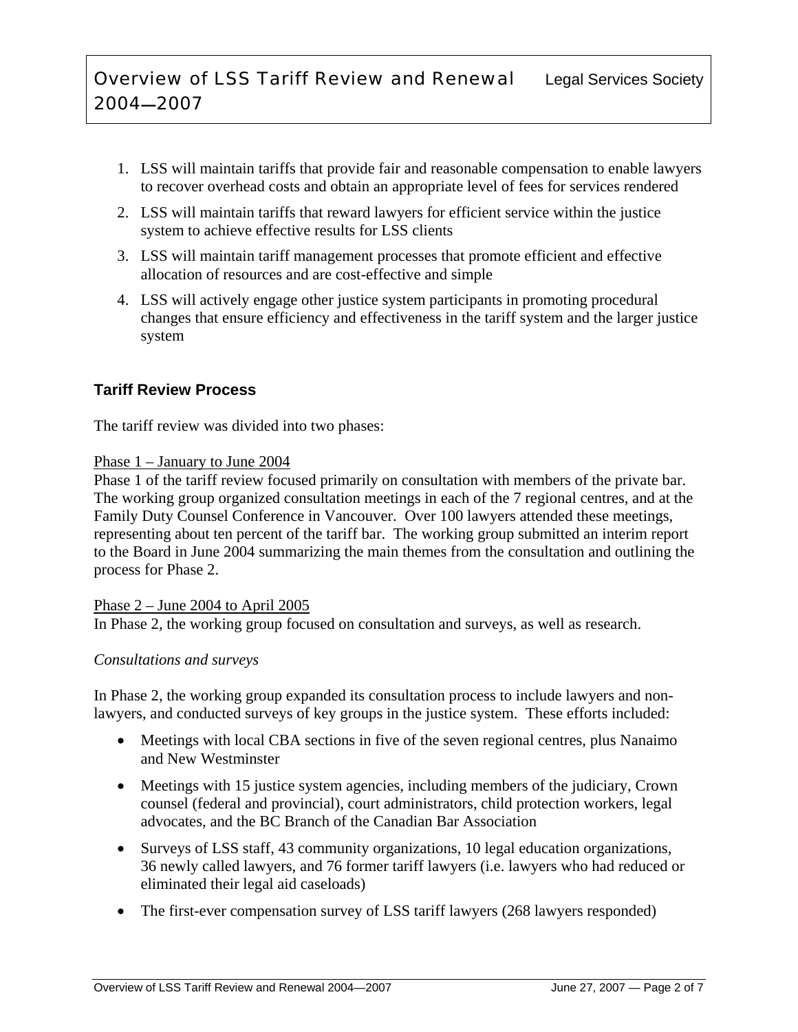1. LSS will maintain tariffs that provide fair and reasonable compensation to enable lawyers to recover overhead costs and obtain an appropriate level of fees for services rendered
2. LSS will maintain tariffs that reward lawyers for efficient service within the justice system to achieve effective results for LSS clients
3. LSS will maintain tariff management processes that promote efficient and effective allocation of resources and are cost-effective and simple
4. LSS will actively engage other justice system participants in promoting procedural changes that ensure efficiency and effectiveness in the tariff system and the larger justice system

## Tariff Review Process

The tariff review was divided into two phases:

Phase 1 – January to June 2004

Phase 1 of the tariff review focused primarily on consultation with members of the private bar. The working group organized consultation meetings in each of the 7 regional centres, and at the Family Duty Counsel Conference in Vancouver. Over 100 lawyers attended these meetings, representing about ten percent of the tariff bar. The working group submitted an interim report to the Board in June 2004 summarizing the main themes from the consultation and outlining the process for Phase 2.

Phase 2 – June 2004 to April 2005

In Phase 2, the working group focused on consultation and surveys, as well as research.

*Consultations and surveys*

In Phase 2, the working group expanded its consultation process to include lawyers and non-lawyers, and conducted surveys of key groups in the justice system. These efforts included:

- Meetings with local CBA sections in five of the seven regional centres, plus Nanaimo and New Westminster
- Meetings with 15 justice system agencies, including members of the judiciary, Crown counsel (federal and provincial), court administrators, child protection workers, legal advocates, and the BC Branch of the Canadian Bar Association
- Surveys of LSS staff, 43 community organizations, 10 legal education organizations, 36 newly called lawyers, and 76 former tariff lawyers (i.e. lawyers who had reduced or eliminated their legal aid caseloads)
- The first-ever compensation survey of LSS tariff lawyers (268 lawyers responded)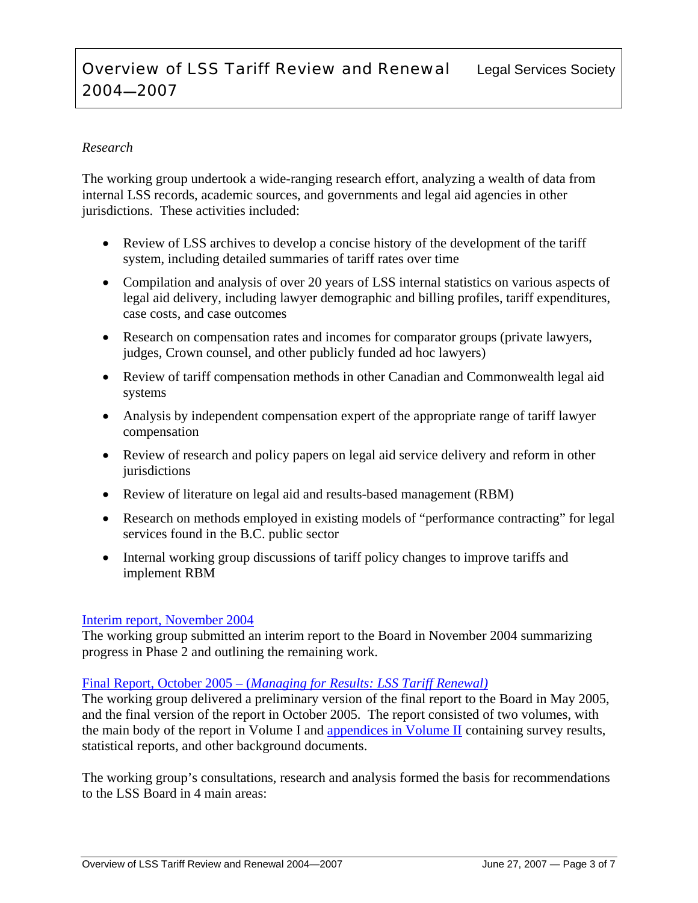*Research*

The working group undertook a wide-ranging research effort, analyzing a wealth of data from internal LSS records, academic sources, and governments and legal aid agencies in other jurisdictions. These activities included:

- Review of LSS archives to develop a concise history of the development of the tariff system, including detailed summaries of tariff rates over time
- Compilation and analysis of over 20 years of LSS internal statistics on various aspects of legal aid delivery, including lawyer demographic and billing profiles, tariff expenditures, case costs, and case outcomes
- Research on compensation rates and incomes for comparator groups (private lawyers, judges, Crown counsel, and other publicly funded ad hoc lawyers)
- Review of tariff compensation methods in other Canadian and Commonwealth legal aid systems
- Analysis by independent compensation expert of the appropriate range of tariff lawyer compensation
- Review of research and policy papers on legal aid service delivery and reform in other jurisdictions
- Review of literature on legal aid and results-based management (RBM)
- Research on methods employed in existing models of "performance contracting" for legal services found in the B.C. public sector
- Internal working group discussions of tariff policy changes to improve tariffs and implement RBM

Interim report, November 2004

The working group submitted an interim report to the Board in November 2004 summarizing progress in Phase 2 and outlining the remaining work.

Final Report, October 2005 – (*Managing for Results: LSS Tariff Renewal)*

The working group delivered a preliminary version of the final report to the Board in May 2005, and the final version of the report in October 2005. The report consisted of two volumes, with the main body of the report in Volume I and appendices in Volume II containing survey results, statistical reports, and other background documents.

The working group's consultations, research and analysis formed the basis for recommendations to the LSS Board in 4 main areas: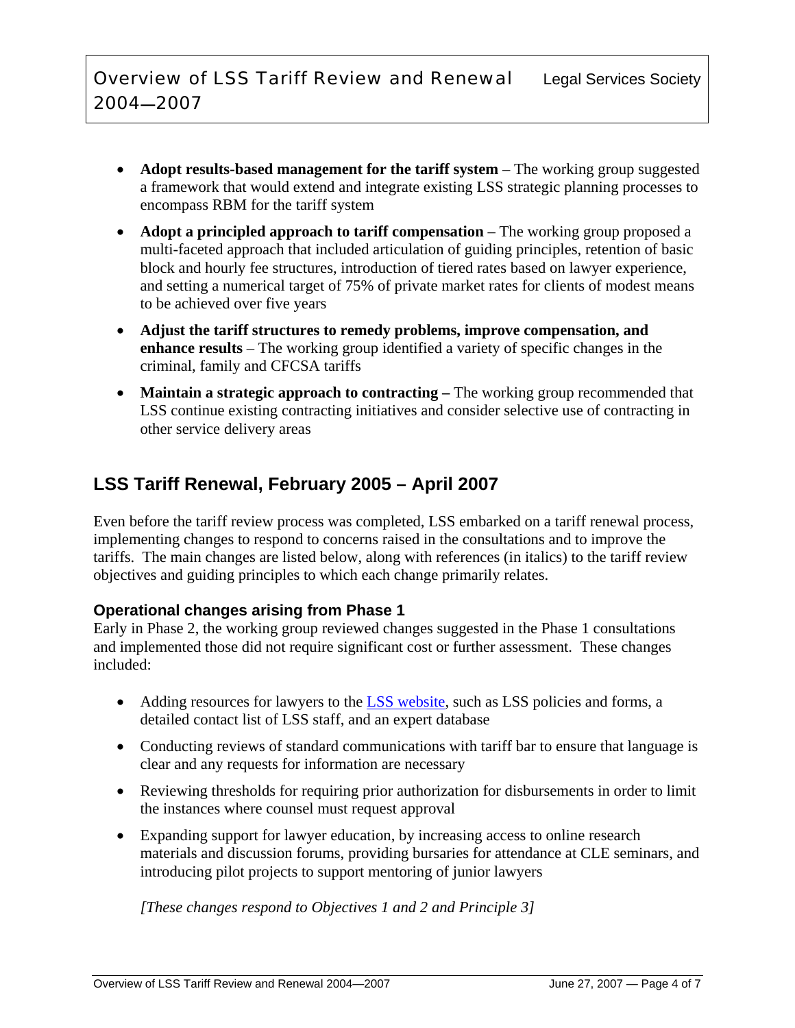- **Adopt results-based management for the tariff system** – The working group suggested a framework that would extend and integrate existing LSS strategic planning processes to encompass RBM for the tariff system
- **Adopt a principled approach to tariff compensation** – The working group proposed a multi-faceted approach that included articulation of guiding principles, retention of basic block and hourly fee structures, introduction of tiered rates based on lawyer experience, and setting a numerical target of 75% of private market rates for clients of modest means to be achieved over five years
- **Adjust the tariff structures to remedy problems, improve compensation, and enhance results** – The working group identified a variety of specific changes in the criminal, family and CFCSA tariffs
- **Maintain a strategic approach to contracting –** The working group recommended that LSS continue existing contracting initiatives and consider selective use of contracting in other service delivery areas

## LSS Tariff Renewal, February 2005 – April 2007

Even before the tariff review process was completed, LSS embarked on a tariff renewal process, implementing changes to respond to concerns raised in the consultations and to improve the tariffs. The main changes are listed below, along with references (in italics) to the tariff review objectives and guiding principles to which each change primarily relates.

### Operational changes arising from Phase 1

Early in Phase 2, the working group reviewed changes suggested in the Phase 1 consultations and implemented those did not require significant cost or further assessment. These changes included:

- Adding resources for lawyers to the LSS website, such as LSS policies and forms, a detailed contact list of LSS staff, and an expert database
- Conducting reviews of standard communications with tariff bar to ensure that language is clear and any requests for information are necessary
- Reviewing thresholds for requiring prior authorization for disbursements in order to limit the instances where counsel must request approval
- Expanding support for lawyer education, by increasing access to online research materials and discussion forums, providing bursaries for attendance at CLE seminars, and introducing pilot projects to support mentoring of junior lawyers

*[These changes respond to Objectives 1 and 2 and Principle 3]*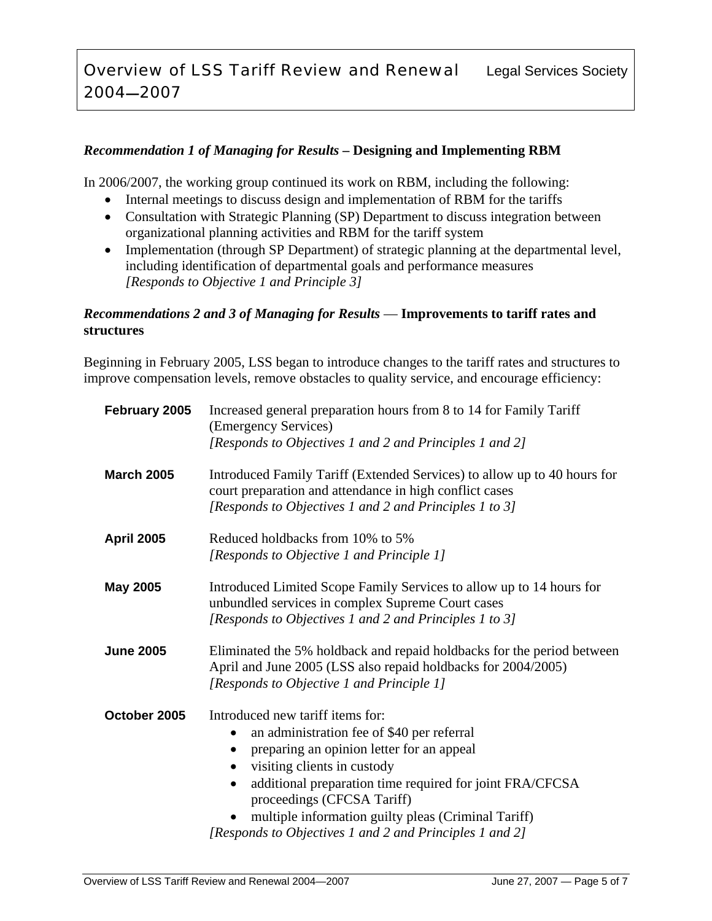***Recommendation 1 of Managing for Results* – Designing and Implementing RBM**

In 2006/2007, the working group continued its work on RBM, including the following:

- Internal meetings to discuss design and implementation of RBM for the tariffs
- Consultation with Strategic Planning (SP) Department to discuss integration between organizational planning activities and RBM for the tariff system
- Implementation (through SP Department) of strategic planning at the departmental level, including identification of departmental goals and performance measures
  *[Responds to Objective 1 and Principle 3]*

***Recommendations 2 and 3 of Managing for Results* — Improvements to tariff rates and structures**

Beginning in February 2005, LSS began to introduce changes to the tariff rates and structures to improve compensation levels, remove obstacles to quality service, and encourage efficiency:

**February 2005** Increased general preparation hours from 8 to 14 for Family Tariff (Emergency Services)
*[Responds to Objectives 1 and 2 and Principles 1 and 2]*

**March 2005** Introduced Family Tariff (Extended Services) to allow up to 40 hours for court preparation and attendance in high conflict cases
*[Responds to Objectives 1 and 2 and Principles 1 to 3]*

**April 2005** Reduced holdbacks from 10% to 5%
*[Responds to Objective 1 and Principle 1]*

**May 2005** Introduced Limited Scope Family Services to allow up to 14 hours for unbundled services in complex Supreme Court cases
*[Responds to Objectives 1 and 2 and Principles 1 to 3]*

**June 2005** Eliminated the 5% holdback and repaid holdbacks for the period between April and June 2005 (LSS also repaid holdbacks for 2004/2005)
*[Responds to Objective 1 and Principle 1]*

**October 2005** Introduced new tariff items for:

- an administration fee of $40 per referral
- preparing an opinion letter for an appeal
- visiting clients in custody
- additional preparation time required for joint FRA/CFCSA proceedings (CFCSA Tariff)
- multiple information guilty pleas (Criminal Tariff)

*[Responds to Objectives 1 and 2 and Principles 1 and 2]*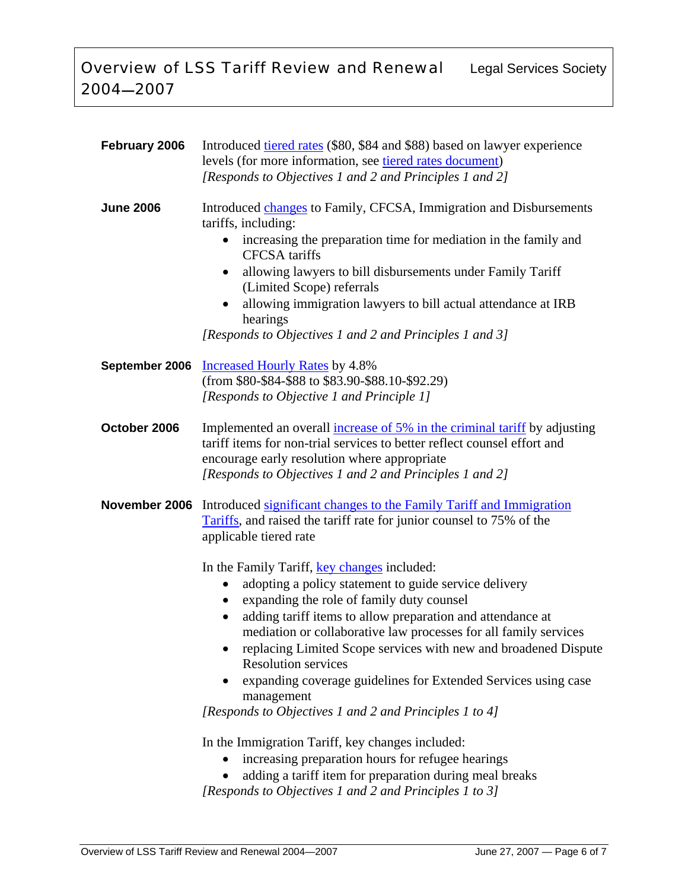**February 2006** Introduced tiered rates ($80, $84 and $88) based on lawyer experience levels (for more information, see tiered rates document)
*[Responds to Objectives 1 and 2 and Principles 1 and 2]*

**June 2006** Introduced changes to Family, CFCSA, Immigration and Disbursements tariffs, including:

- increasing the preparation time for mediation in the family and CFCSA tariffs
- allowing lawyers to bill disbursements under Family Tariff (Limited Scope) referrals
- allowing immigration lawyers to bill actual attendance at IRB hearings

*[Responds to Objectives 1 and 2 and Principles 1 and 3]*

**September 2006** Increased Hourly Rates by 4.8%
(from $80-$84-$88 to $83.90-$88.10-$92.29)
*[Responds to Objective 1 and Principle 1]*

**October 2006** Implemented an overall increase of 5% in the criminal tariff by adjusting tariff items for non-trial services to better reflect counsel effort and encourage early resolution where appropriate
*[Responds to Objectives 1 and 2 and Principles 1 and 2]*

**November 2006** Introduced significant changes to the Family Tariff and Immigration Tariffs, and raised the tariff rate for junior counsel to 75% of the applicable tiered rate

In the Family Tariff, key changes included:

- adopting a policy statement to guide service delivery
- expanding the role of family duty counsel
- adding tariff items to allow preparation and attendance at mediation or collaborative law processes for all family services
- replacing Limited Scope services with new and broadened Dispute Resolution services
- expanding coverage guidelines for Extended Services using case management

*[Responds to Objectives 1 and 2 and Principles 1 to 4]*

In the Immigration Tariff, key changes included:

- increasing preparation hours for refugee hearings
- adding a tariff item for preparation during meal breaks

*[Responds to Objectives 1 and 2 and Principles 1 to 3]*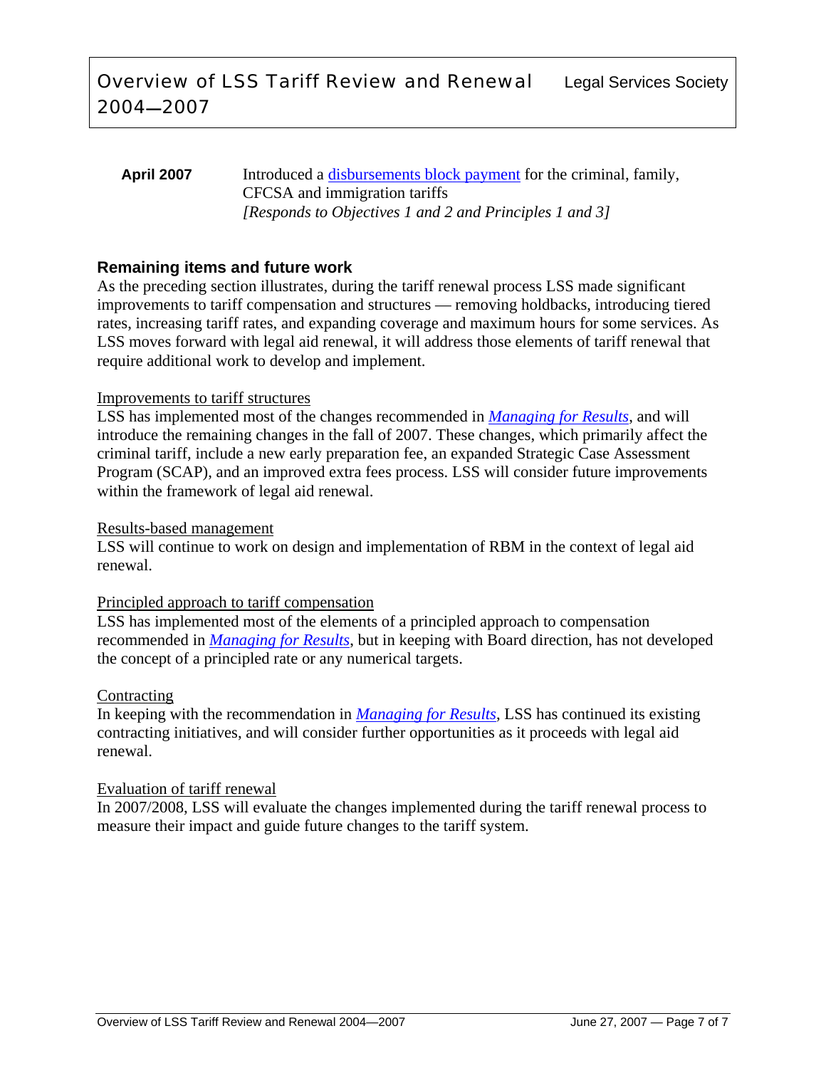**April 2007** Introduced a disbursements block payment for the criminal, family, CFCSA and immigration tariffs
*[Responds to Objectives 1 and 2 and Principles 1 and 3]*

## Remaining items and future work

As the preceding section illustrates, during the tariff renewal process LSS made significant improvements to tariff compensation and structures — removing holdbacks, introducing tiered rates, increasing tariff rates, and expanding coverage and maximum hours for some services. As LSS moves forward with legal aid renewal, it will address those elements of tariff renewal that require additional work to develop and implement.

### Improvements to tariff structures

LSS has implemented most of the changes recommended in *Managing for Results*, and will introduce the remaining changes in the fall of 2007. These changes, which primarily affect the criminal tariff, include a new early preparation fee, an expanded Strategic Case Assessment Program (SCAP), and an improved extra fees process. LSS will consider future improvements within the framework of legal aid renewal.

### Results-based management

LSS will continue to work on design and implementation of RBM in the context of legal aid renewal.

### Principled approach to tariff compensation

LSS has implemented most of the elements of a principled approach to compensation recommended in *Managing for Results*, but in keeping with Board direction, has not developed the concept of a principled rate or any numerical targets.

### Contracting

In keeping with the recommendation in *Managing for Results*, LSS has continued its existing contracting initiatives, and will consider further opportunities as it proceeds with legal aid renewal.

### Evaluation of tariff renewal

In 2007/2008, LSS will evaluate the changes implemented during the tariff renewal process to measure their impact and guide future changes to the tariff system.